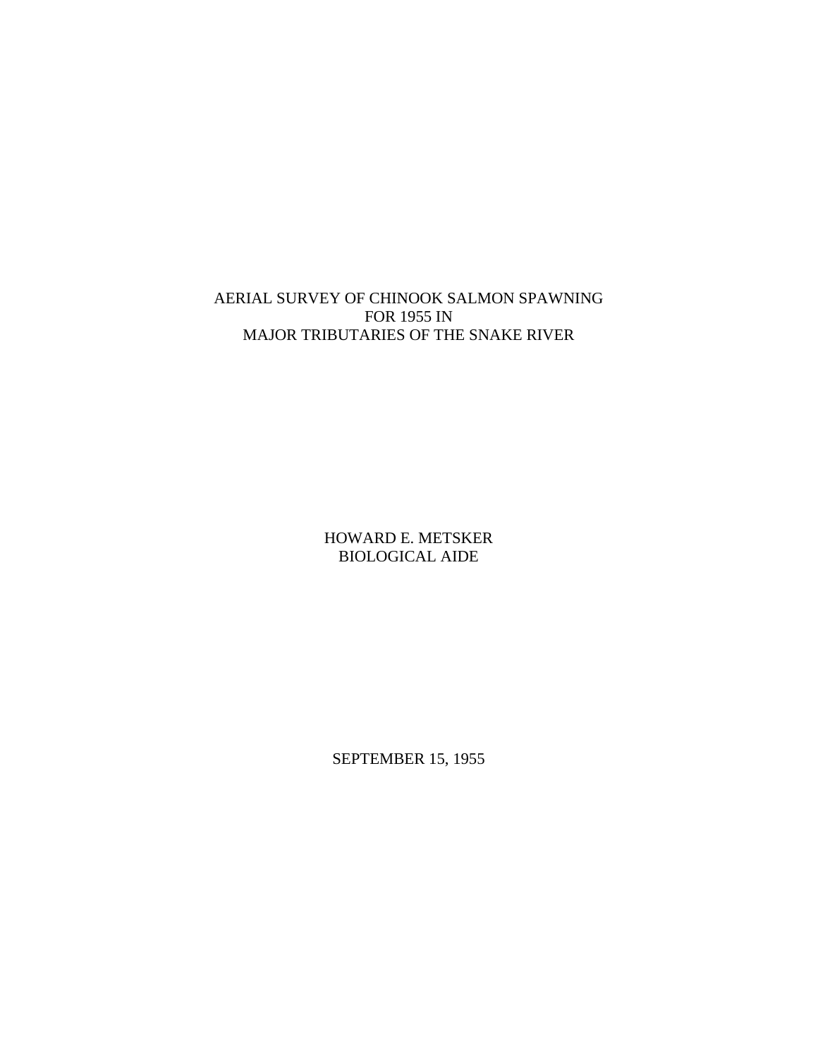# AERIAL SURVEY OF CHINOOK SALMON SPAWNING FOR 1955 IN MAJOR TRIBUTARIES OF THE SNAKE RIVER

HOWARD E. METSKER
BIOLOGICAL AIDE

SEPTEMBER 15, 1955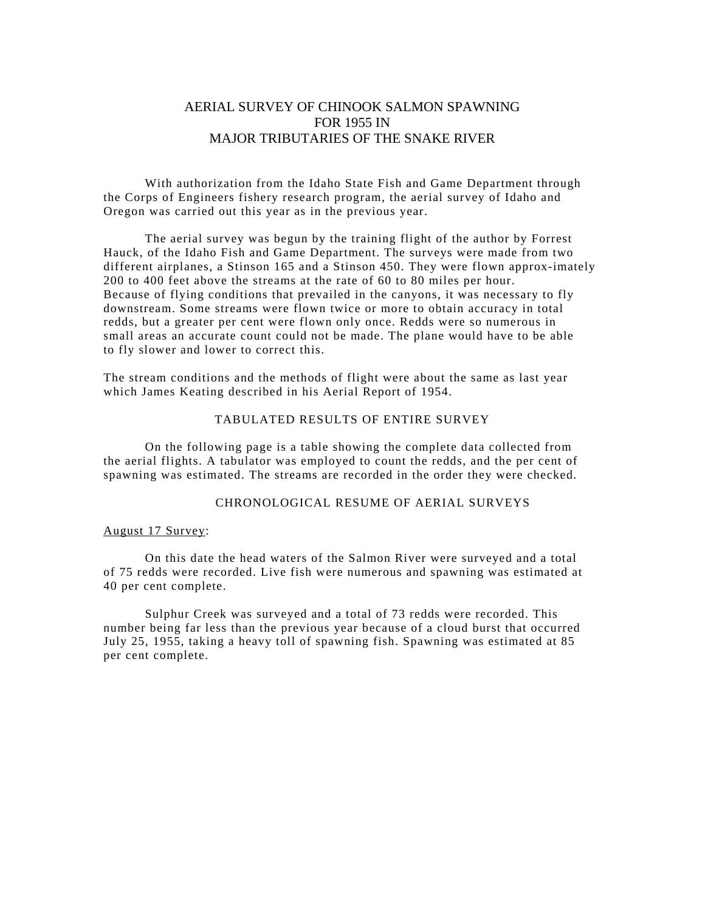# AERIAL SURVEY OF CHINOOK SALMON SPAWNING FOR 1955 IN MAJOR TRIBUTARIES OF THE SNAKE RIVER

With authorization from the Idaho State Fish and Game Department through the Corps of Engineers fishery research program, the aerial survey of Idaho and Oregon was carried out this year as in the previous year.

The aerial survey was begun by the training flight of the author by Forrest Hauck, of the Idaho Fish and Game Department. The surveys were made from two different airplanes, a Stinson 165 and a Stinson 450. They were flown approx-imately 200 to 400 feet above the streams at the rate of 60 to 80 miles per hour. Because of flying conditions that prevailed in the canyons, it was necessary to fly downstream. Some streams were flown twice or more to obtain accuracy in total redds, but a greater per cent were flown only once. Redds were so numerous in small areas an accurate count could not be made. The plane would have to be able to fly slower and lower to correct this.

The stream conditions and the methods of flight were about the same as last year which James Keating described in his Aerial Report of 1954.

## TABULATED RESULTS OF ENTIRE SURVEY

On the following page is a table showing the complete data collected from the aerial flights. A tabulator was employed to count the redds, and the per cent of spawning was estimated. The streams are recorded in the order they were checked.

## CHRONOLOGICAL RESUME OF AERIAL SURVEYS

August 17 Survey:

On this date the head waters of the Salmon River were surveyed and a total of 75 redds were recorded. Live fish were numerous and spawning was estimated at 40 per cent complete.

Sulphur Creek was surveyed and a total of 73 redds were recorded. This number being far less than the previous year because of a cloud burst that occurred July 25, 1955, taking a heavy toll of spawning fish. Spawning was estimated at 85 per cent complete.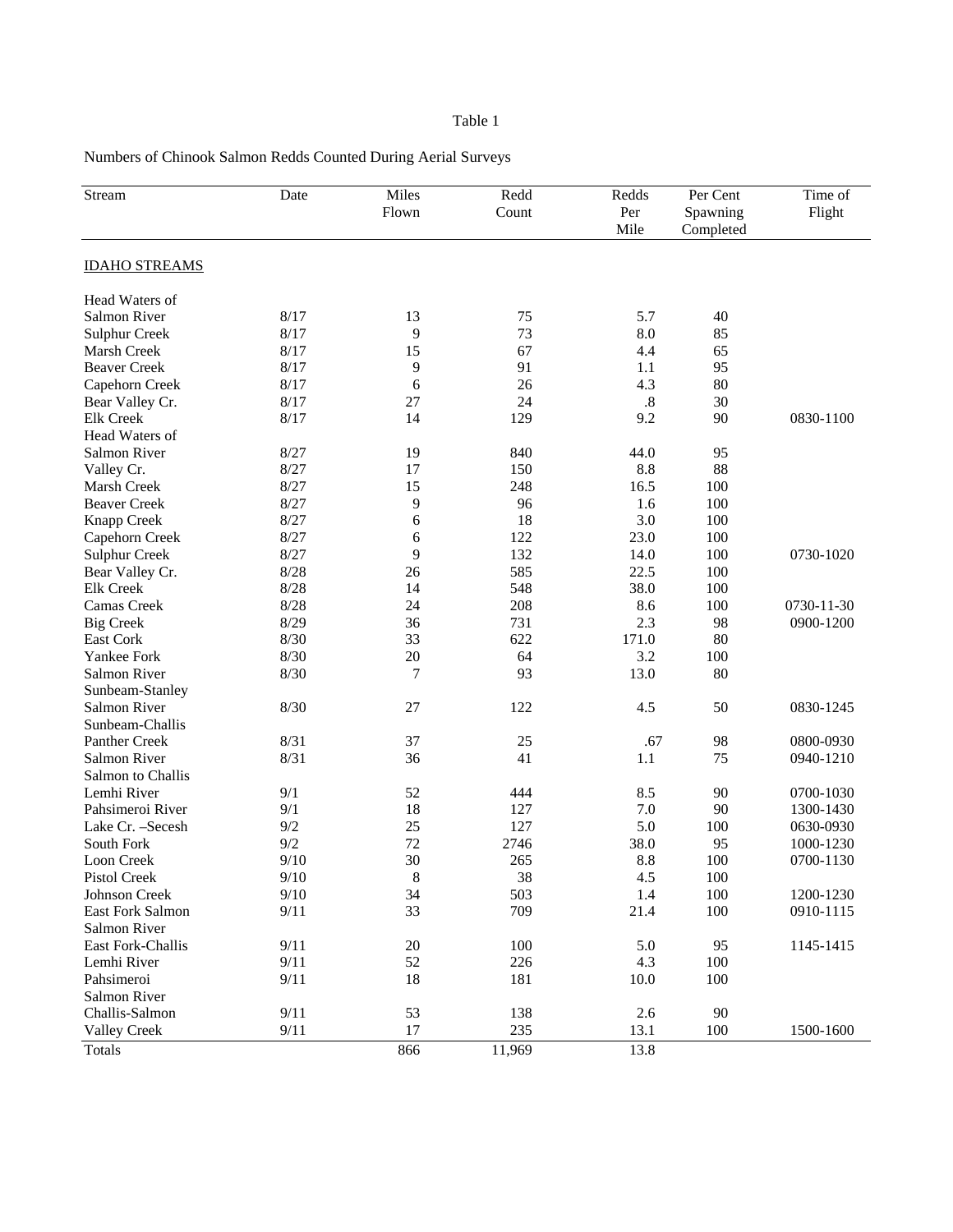Table 1

Numbers of Chinook Salmon Redds Counted During Aerial Surveys

| Stream | Date | Miles Flown | Redd Count | Redds Per Mile | Per Cent Spawning Completed | Time of Flight |
|---|---|---|---|---|---|---|
| IDAHO STREAMS | | | | | | |
| Head Waters of Salmon River | 8/17 | 13 | 75 | 5.7 | 40 | |
| Sulphur Creek | 8/17 | 9 | 73 | 8.0 | 85 | |
| Marsh Creek | 8/17 | 15 | 67 | 4.4 | 65 | |
| Beaver Creek | 8/17 | 9 | 91 | 1.1 | 95 | |
| Capehorn Creek | 8/17 | 6 | 26 | 4.3 | 80 | |
| Bear Valley Cr. | 8/17 | 27 | 24 | .8 | 30 | |
| Elk Creek | 8/17 | 14 | 129 | 9.2 | 90 | 0830-1100 |
| Head Waters of Salmon River | 8/27 | 19 | 840 | 44.0 | 95 | |
| Valley Cr. | 8/27 | 17 | 150 | 8.8 | 88 | |
| Marsh Creek | 8/27 | 15 | 248 | 16.5 | 100 | |
| Beaver Creek | 8/27 | 9 | 96 | 1.6 | 100 | |
| Knapp Creek | 8/27 | 6 | 18 | 3.0 | 100 | |
| Capehorn Creek | 8/27 | 6 | 122 | 23.0 | 100 | |
| Sulphur Creek | 8/27 | 9 | 132 | 14.0 | 100 | 0730-1020 |
| Bear Valley Cr. | 8/28 | 26 | 585 | 22.5 | 100 | |
| Elk Creek | 8/28 | 14 | 548 | 38.0 | 100 | |
| Camas Creek | 8/28 | 24 | 208 | 8.6 | 100 | 0730-11-30 |
| Big Creek | 8/29 | 36 | 731 | 2.3 | 98 | 0900-1200 |
| East Cork | 8/30 | 33 | 622 | 171.0 | 80 | |
| Yankee Fork | 8/30 | 20 | 64 | 3.2 | 100 | |
| Salmon River | 8/30 | 7 | 93 | 13.0 | 80 | |
| Sunbeam-Stanley Salmon River | 8/30 | 27 | 122 | 4.5 | 50 | 0830-1245 |
| Sunbeam-Challis Panther Creek | 8/31 | 37 | 25 | .67 | 98 | 0800-0930 |
| Salmon River | 8/31 | 36 | 41 | 1.1 | 75 | 0940-1210 |
| Salmon to Challis Lemhi River | 9/1 | 52 | 444 | 8.5 | 90 | 0700-1030 |
| Pahsimeroi River | 9/1 | 18 | 127 | 7.0 | 90 | 1300-1430 |
| Lake Cr. –Secesh | 9/2 | 25 | 127 | 5.0 | 100 | 0630-0930 |
| South Fork | 9/2 | 72 | 2746 | 38.0 | 95 | 1000-1230 |
| Loon Creek | 9/10 | 30 | 265 | 8.8 | 100 | 0700-1130 |
| Pistol Creek | 9/10 | 8 | 38 | 4.5 | 100 | |
| Johnson Creek | 9/10 | 34 | 503 | 1.4 | 100 | 1200-1230 |
| East Fork Salmon | 9/11 | 33 | 709 | 21.4 | 100 | 0910-1115 |
| Salmon River East Fork-Challis | 9/11 | 20 | 100 | 5.0 | 95 | 1145-1415 |
| Lemhi River | 9/11 | 52 | 226 | 4.3 | 100 | |
| Pahsimeroi | 9/11 | 18 | 181 | 10.0 | 100 | |
| Salmon River Challis-Salmon | 9/11 | 53 | 138 | 2.6 | 90 | |
| Valley Creek | 9/11 | 17 | 235 | 13.1 | 100 | 1500-1600 |
| Totals | | 866 | 11,969 | 13.8 | | |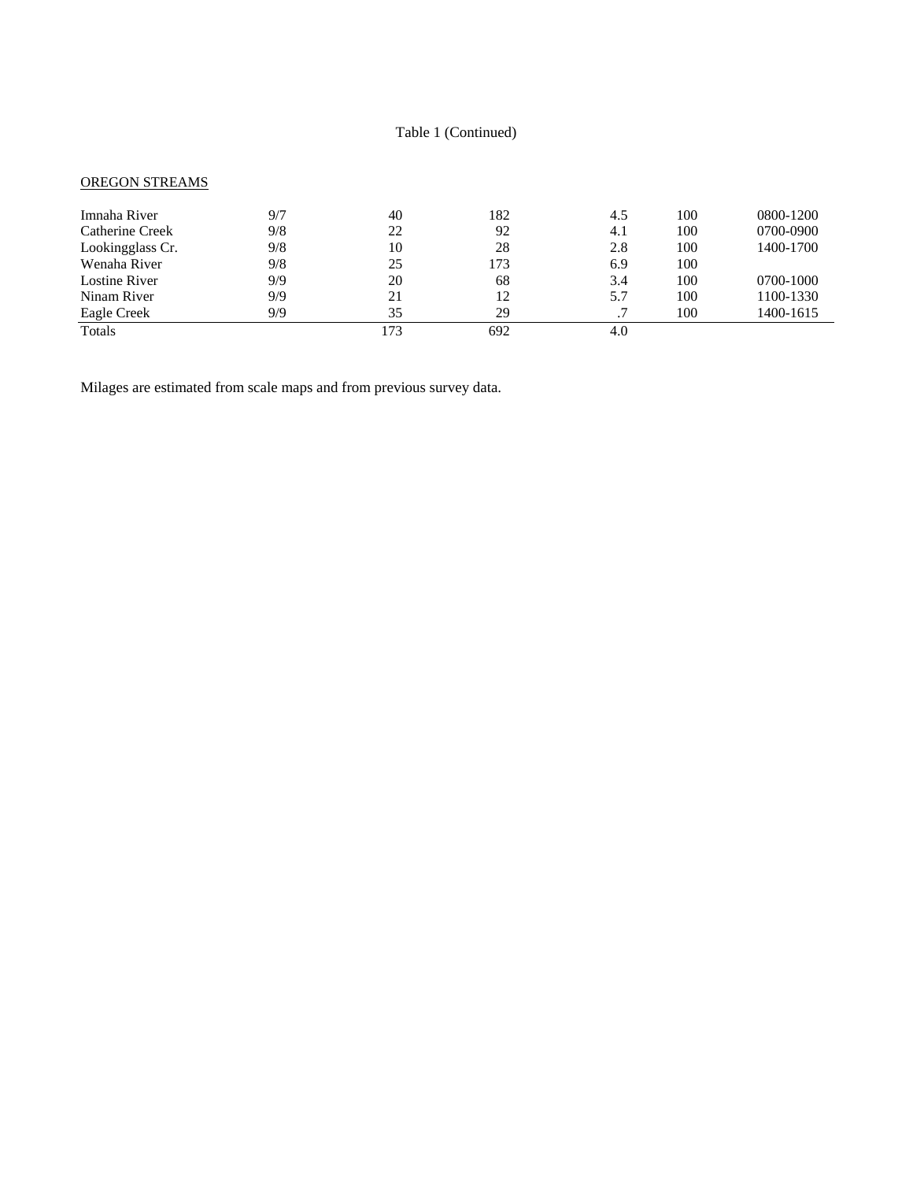Table 1 (Continued)

OREGON STREAMS

| | | | | | | |
|---|---|---|---|---|---|---|
| Imnaha River | 9/7 | 40 | 182 | 4.5 | 100 | 0800-1200 |
| Catherine Creek | 9/8 | 22 | 92 | 4.1 | 100 | 0700-0900 |
| Lookingglass Cr. | 9/8 | 10 | 28 | 2.8 | 100 | 1400-1700 |
| Wenaha River | 9/8 | 25 | 173 | 6.9 | 100 | |
| Lostine River | 9/9 | 20 | 68 | 3.4 | 100 | 0700-1000 |
| Ninam River | 9/9 | 21 | 12 | 5.7 | 100 | 1100-1330 |
| Eagle Creek | 9/9 | 35 | 29 | .7 | 100 | 1400-1615 |
| Totals | | 173 | 692 | 4.0 | | |

Milages are estimated from scale maps and from previous survey data.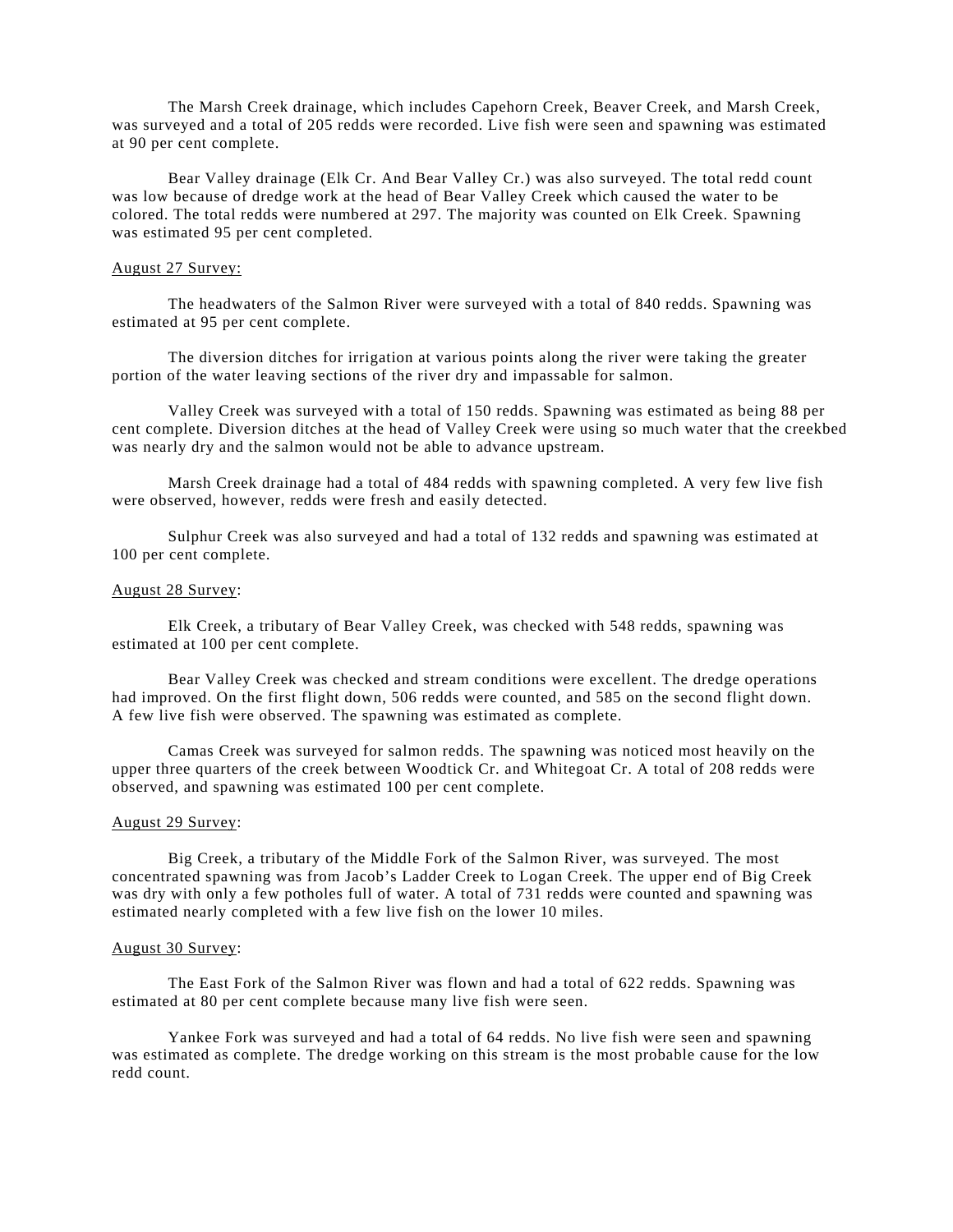The Marsh Creek drainage, which includes Capehorn Creek, Beaver Creek, and Marsh Creek, was surveyed and a total of 205 redds were recorded. Live fish were seen and spawning was estimated at 90 per cent complete.

Bear Valley drainage (Elk Cr. And Bear Valley Cr.) was also surveyed. The total redd count was low because of dredge work at the head of Bear Valley Creek which caused the water to be colored. The total redds were numbered at 297. The majority was counted on Elk Creek. Spawning was estimated 95 per cent completed.

<u>August 27 Survey:</u>

The headwaters of the Salmon River were surveyed with a total of 840 redds. Spawning was estimated at 95 per cent complete.

The diversion ditches for irrigation at various points along the river were taking the greater portion of the water leaving sections of the river dry and impassable for salmon.

Valley Creek was surveyed with a total of 150 redds. Spawning was estimated as being 88 per cent complete. Diversion ditches at the head of Valley Creek were using so much water that the creekbed was nearly dry and the salmon would not be able to advance upstream.

Marsh Creek drainage had a total of 484 redds with spawning completed. A very few live fish were observed, however, redds were fresh and easily detected.

Sulphur Creek was also surveyed and had a total of 132 redds and spawning was estimated at 100 per cent complete.

<u>August 28 Survey</u>:

Elk Creek, a tributary of Bear Valley Creek, was checked with 548 redds, spawning was estimated at 100 per cent complete.

Bear Valley Creek was checked and stream conditions were excellent. The dredge operations had improved. On the first flight down, 506 redds were counted, and 585 on the second flight down. A few live fish were observed. The spawning was estimated as complete.

Camas Creek was surveyed for salmon redds. The spawning was noticed most heavily on the upper three quarters of the creek between Woodtick Cr. and Whitegoat Cr. A total of 208 redds were observed, and spawning was estimated 100 per cent complete.

<u>August 29 Survey</u>:

Big Creek, a tributary of the Middle Fork of the Salmon River, was surveyed. The most concentrated spawning was from Jacob's Ladder Creek to Logan Creek. The upper end of Big Creek was dry with only a few potholes full of water. A total of 731 redds were counted and spawning was estimated nearly completed with a few live fish on the lower 10 miles.

<u>August 30 Survey</u>:

The East Fork of the Salmon River was flown and had a total of 622 redds. Spawning was estimated at 80 per cent complete because many live fish were seen.

Yankee Fork was surveyed and had a total of 64 redds. No live fish were seen and spawning was estimated as complete. The dredge working on this stream is the most probable cause for the low redd count.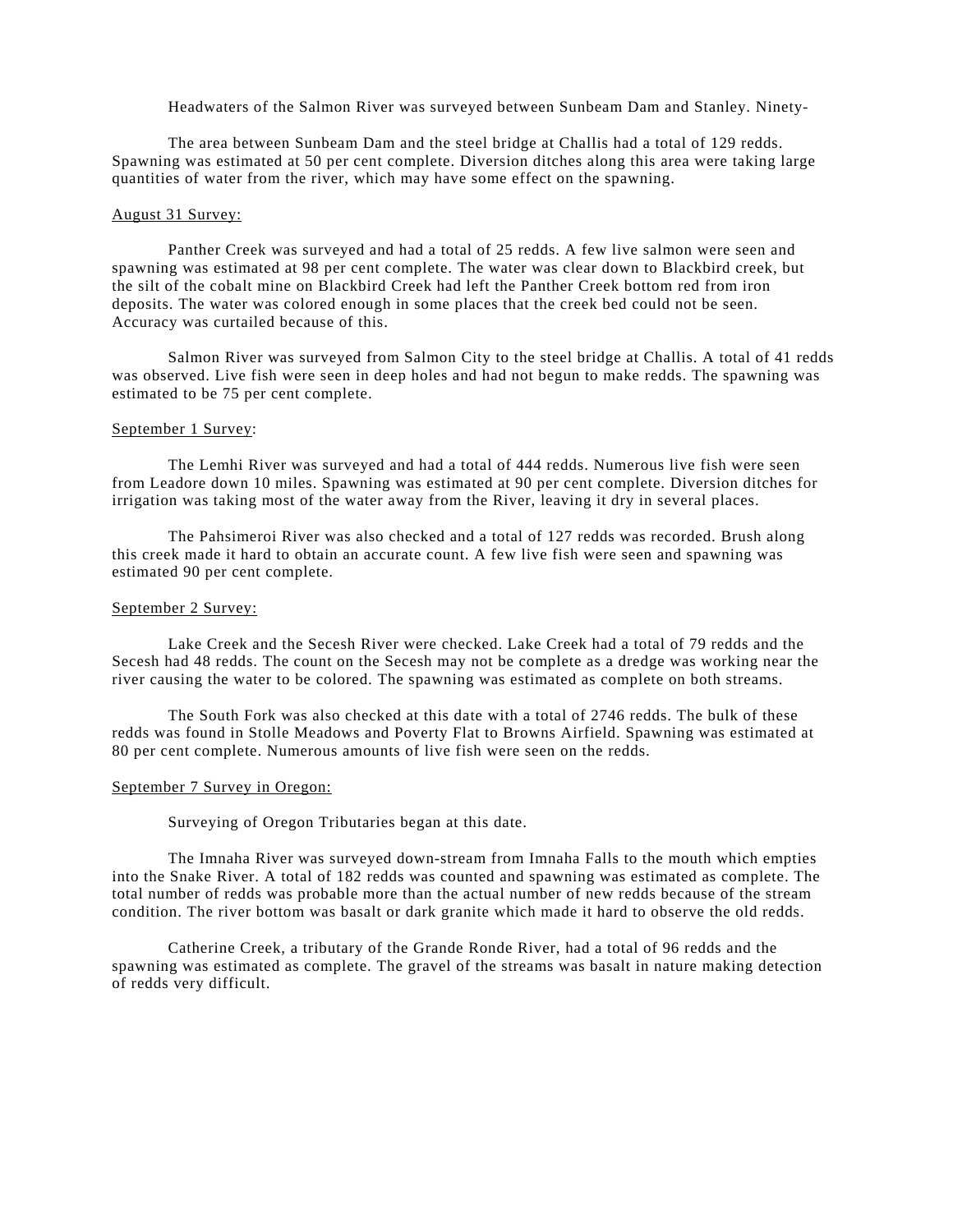Headwaters of the Salmon River was surveyed between Sunbeam Dam and Stanley. Ninety-

The area between Sunbeam Dam and the steel bridge at Challis had a total of 129 redds. Spawning was estimated at 50 per cent complete. Diversion ditches along this area were taking large quantities of water from the river, which may have some effect on the spawning.

<u>August 31 Survey:</u>

Panther Creek was surveyed and had a total of 25 redds. A few live salmon were seen and spawning was estimated at 98 per cent complete. The water was clear down to Blackbird creek, but the silt of the cobalt mine on Blackbird Creek had left the Panther Creek bottom red from iron deposits. The water was colored enough in some places that the creek bed could not be seen. Accuracy was curtailed because of this.

Salmon River was surveyed from Salmon City to the steel bridge at Challis. A total of 41 redds was observed. Live fish were seen in deep holes and had not begun to make redds. The spawning was estimated to be 75 per cent complete.

<u>September 1 Survey</u>:

The Lemhi River was surveyed and had a total of 444 redds. Numerous live fish were seen from Leadore down 10 miles. Spawning was estimated at 90 per cent complete. Diversion ditches for irrigation was taking most of the water away from the River, leaving it dry in several places.

The Pahsimeroi River was also checked and a total of 127 redds was recorded. Brush along this creek made it hard to obtain an accurate count. A few live fish were seen and spawning was estimated 90 per cent complete.

<u>September 2 Survey:</u>

Lake Creek and the Secesh River were checked. Lake Creek had a total of 79 redds and the Secesh had 48 redds. The count on the Secesh may not be complete as a dredge was working near the river causing the water to be colored. The spawning was estimated as complete on both streams.

The South Fork was also checked at this date with a total of 2746 redds. The bulk of these redds was found in Stolle Meadows and Poverty Flat to Browns Airfield. Spawning was estimated at 80 per cent complete. Numerous amounts of live fish were seen on the redds.

<u>September 7 Survey in Oregon:</u>

Surveying of Oregon Tributaries began at this date.

The Imnaha River was surveyed down-stream from Imnaha Falls to the mouth which empties into the Snake River. A total of 182 redds was counted and spawning was estimated as complete. The total number of redds was probable more than the actual number of new redds because of the stream condition. The river bottom was basalt or dark granite which made it hard to observe the old redds.

Catherine Creek, a tributary of the Grande Ronde River, had a total of 96 redds and the spawning was estimated as complete. The gravel of the streams was basalt in nature making detection of redds very difficult.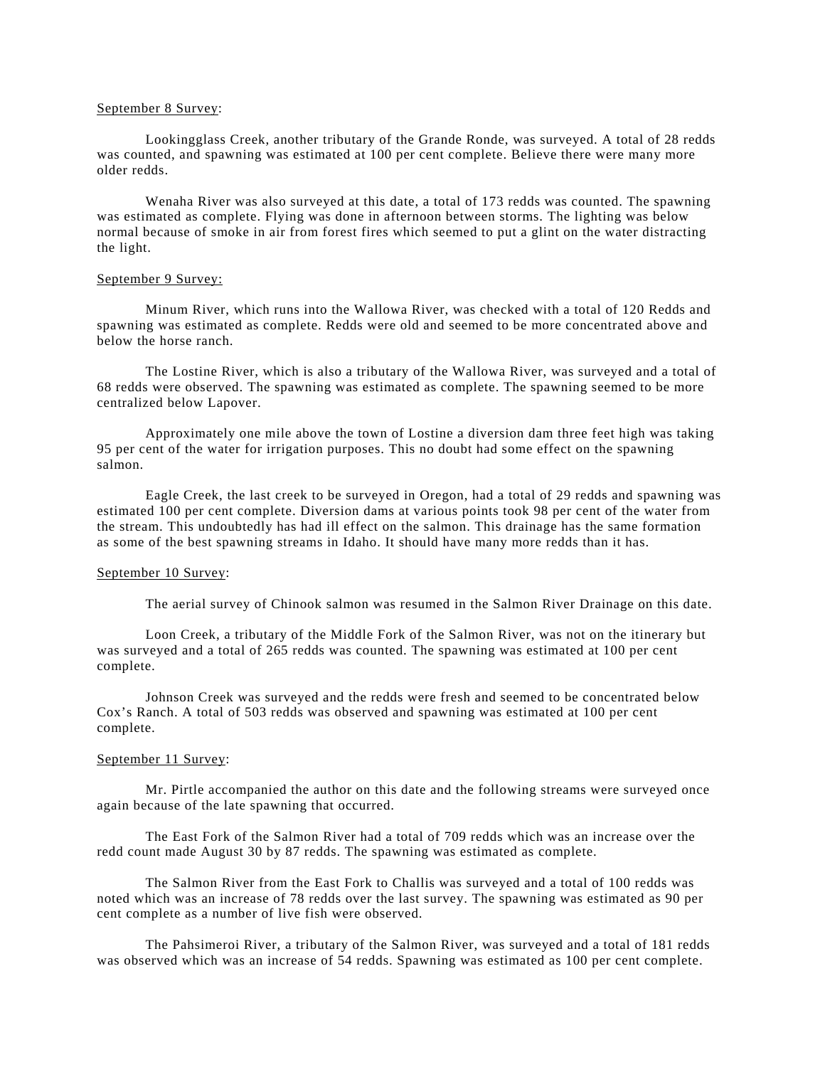<u>September 8 Survey</u>:

Lookingglass Creek, another tributary of the Grande Ronde, was surveyed. A total of 28 redds was counted, and spawning was estimated at 100 per cent complete. Believe there were many more older redds.

Wenaha River was also surveyed at this date, a total of 173 redds was counted. The spawning was estimated as complete. Flying was done in afternoon between storms. The lighting was below normal because of smoke in air from forest fires which seemed to put a glint on the water distracting the light.

<u>September 9 Survey:</u>

Minum River, which runs into the Wallowa River, was checked with a total of 120 Redds and spawning was estimated as complete. Redds were old and seemed to be more concentrated above and below the horse ranch.

The Lostine River, which is also a tributary of the Wallowa River, was surveyed and a total of 68 redds were observed. The spawning was estimated as complete. The spawning seemed to be more centralized below Lapover.

Approximately one mile above the town of Lostine a diversion dam three feet high was taking 95 per cent of the water for irrigation purposes. This no doubt had some effect on the spawning salmon.

Eagle Creek, the last creek to be surveyed in Oregon, had a total of 29 redds and spawning was estimated 100 per cent complete. Diversion dams at various points took 98 per cent of the water from the stream. This undoubtedly has had ill effect on the salmon. This drainage has the same formation as some of the best spawning streams in Idaho. It should have many more redds than it has.

<u>September 10 Survey</u>:

The aerial survey of Chinook salmon was resumed in the Salmon River Drainage on this date.

Loon Creek, a tributary of the Middle Fork of the Salmon River, was not on the itinerary but was surveyed and a total of 265 redds was counted. The spawning was estimated at 100 per cent complete.

Johnson Creek was surveyed and the redds were fresh and seemed to be concentrated below Cox's Ranch. A total of 503 redds was observed and spawning was estimated at 100 per cent complete.

<u>September 11 Survey</u>:

Mr. Pirtle accompanied the author on this date and the following streams were surveyed once again because of the late spawning that occurred.

The East Fork of the Salmon River had a total of 709 redds which was an increase over the redd count made August 30 by 87 redds. The spawning was estimated as complete.

The Salmon River from the East Fork to Challis was surveyed and a total of 100 redds was noted which was an increase of 78 redds over the last survey. The spawning was estimated as 90 per cent complete as a number of live fish were observed.

The Pahsimeroi River, a tributary of the Salmon River, was surveyed and a total of 181 redds was observed which was an increase of 54 redds. Spawning was estimated as 100 per cent complete.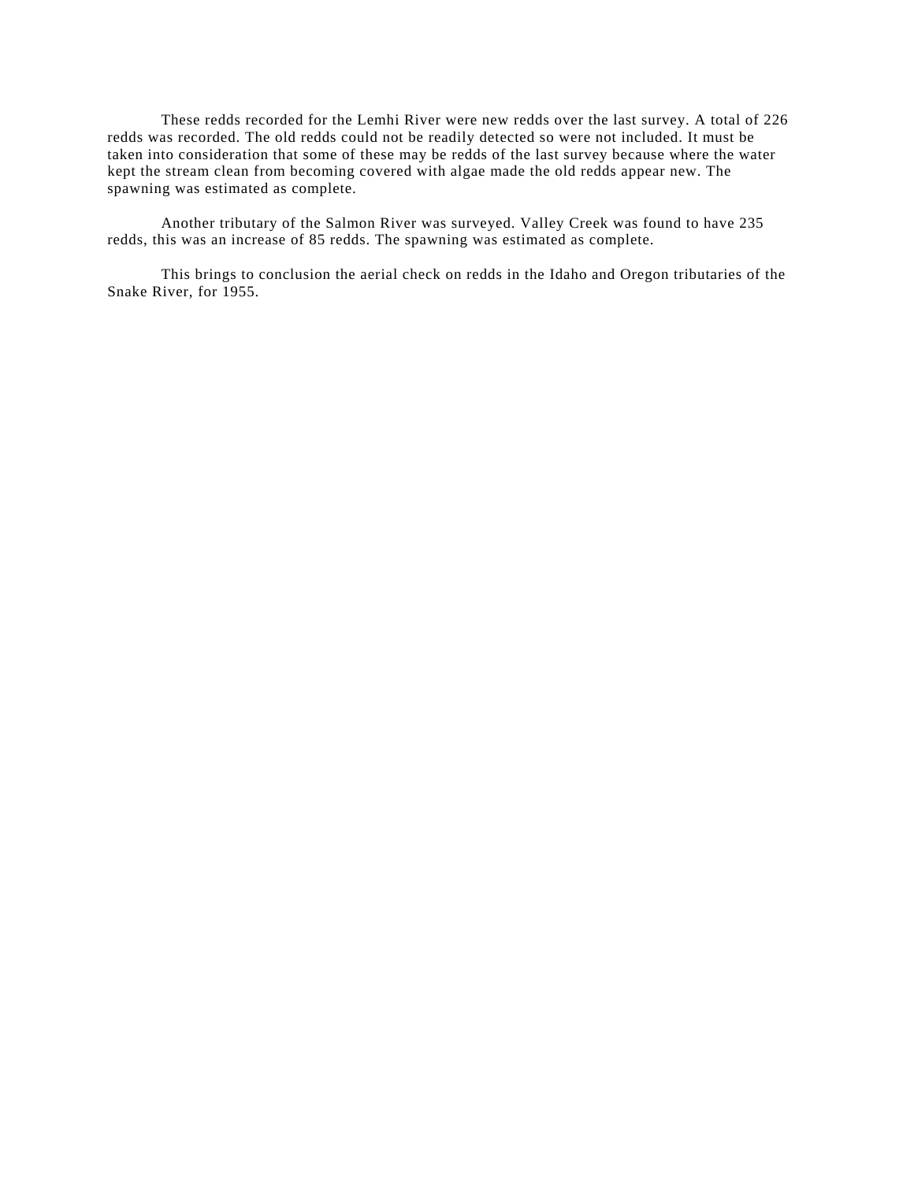These redds recorded for the Lemhi River were new redds over the last survey. A total of 226 redds was recorded. The old redds could not be readily detected so were not included. It must be taken into consideration that some of these may be redds of the last survey because where the water kept the stream clean from becoming covered with algae made the old redds appear new. The spawning was estimated as complete.

Another tributary of the Salmon River was surveyed. Valley Creek was found to have 235 redds, this was an increase of 85 redds. The spawning was estimated as complete.

This brings to conclusion the aerial check on redds in the Idaho and Oregon tributaries of the Snake River, for 1955.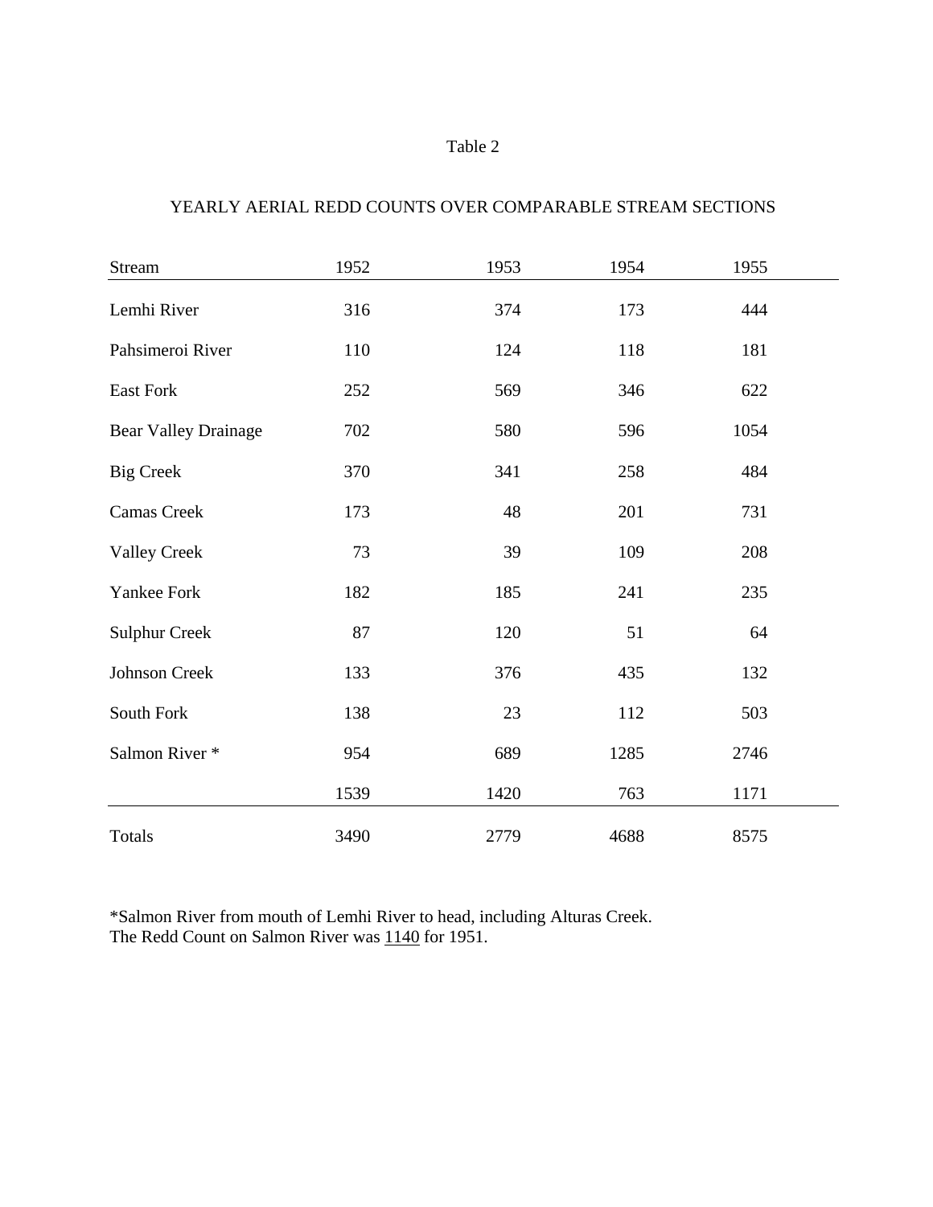Table 2

YEARLY AERIAL REDD COUNTS OVER COMPARABLE STREAM SECTIONS

| Stream | 1952 | 1953 | 1954 | 1955 |
|---|---|---|---|---|
| Lemhi River | 316 | 374 | 173 | 444 |
| Pahsimeroi River | 110 | 124 | 118 | 181 |
| East Fork | 252 | 569 | 346 | 622 |
| Bear Valley Drainage | 702 | 580 | 596 | 1054 |
| Big Creek | 370 | 341 | 258 | 484 |
| Camas Creek | 173 | 48 | 201 | 731 |
| Valley Creek | 73 | 39 | 109 | 208 |
| Yankee Fork | 182 | 185 | 241 | 235 |
| Sulphur Creek | 87 | 120 | 51 | 64 |
| Johnson Creek | 133 | 376 | 435 | 132 |
| South Fork | 138 | 23 | 112 | 503 |
| Salmon River * | 954 | 689 | 1285 | 2746 |
| | 1539 | 1420 | 763 | 1171 |
| Totals | 3490 | 2779 | 4688 | 8575 |

*Salmon River from mouth of Lemhi River to head, including Alturas Creek.
The Redd Count on Salmon River was 1140 for 1951.